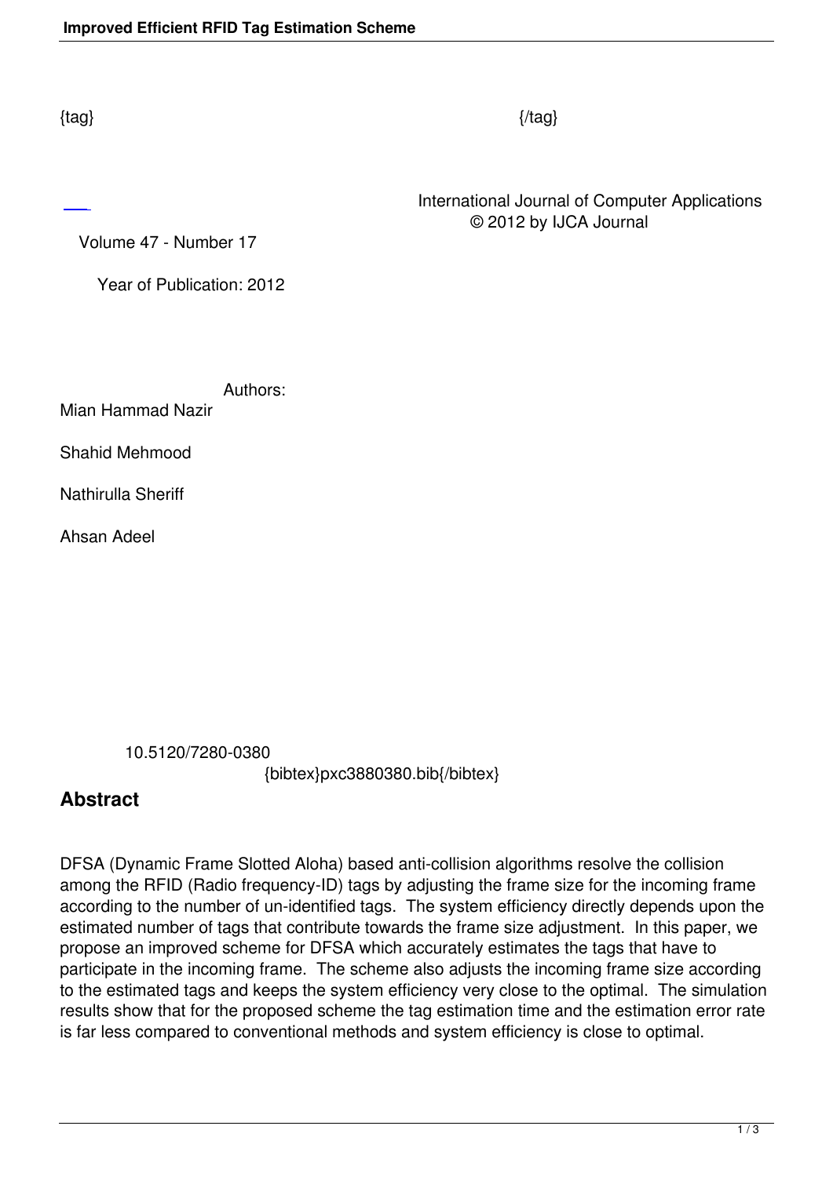{tag} {/tag}

International Journal of Computer Applications
© 2012 by IJCA Journal

Volume 47 - Number 17

Year of Publication: 2012

Authors:

Mian Hammad Nazir

Shahid Mehmood

Nathirulla Sheriff

Ahsan Adeel

10.5120/7280-0380
{bibtex}pxc3880380.bib{/bibtex}

## Abstract

DFSA (Dynamic Frame Slotted Aloha) based anti-collision algorithms resolve the collision among the RFID (Radio frequency-ID) tags by adjusting the frame size for the incoming frame according to the number of un-identified tags. The system efficiency directly depends upon the estimated number of tags that contribute towards the frame size adjustment. In this paper, we propose an improved scheme for DFSA which accurately estimates the tags that have to participate in the incoming frame. The scheme also adjusts the incoming frame size according to the estimated tags and keeps the system efficiency very close to the optimal. The simulation results show that for the proposed scheme the tag estimation time and the estimation error rate is far less compared to conventional methods and system efficiency is close to optimal.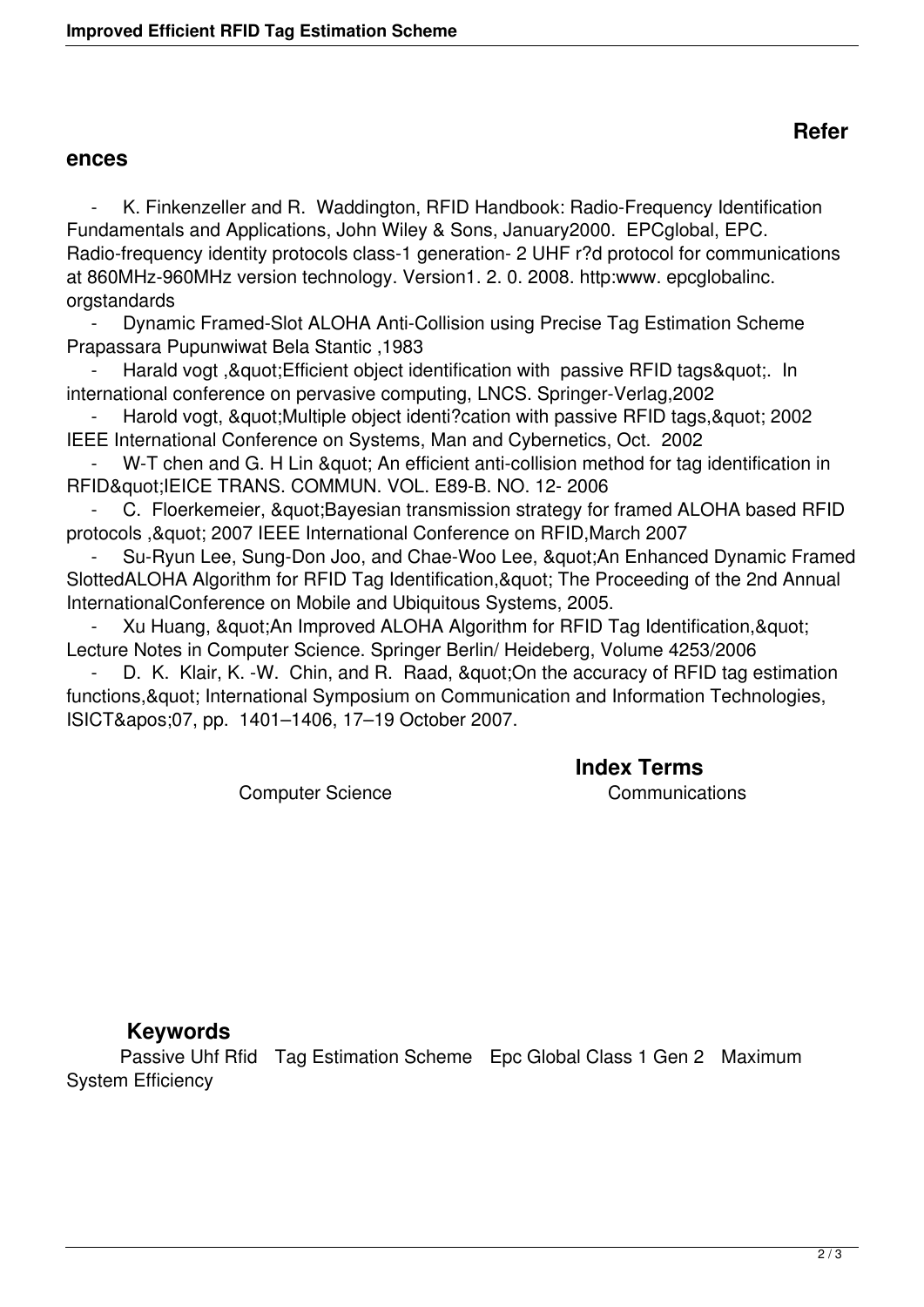## References

- K. Finkenzeller and R. Waddington, RFID Handbook: Radio-Frequency Identification Fundamentals and Applications, John Wiley & Sons, January2000. EPCglobal, EPC. Radio-frequency identity protocols class-1 generation- 2 UHF r?d protocol for communications at 860MHz-960MHz version technology. Version1. 2. 0. 2008. http:www. epcglobalinc. orgstandards
- Dynamic Framed-Slot ALOHA Anti-Collision using Precise Tag Estimation Scheme Prapassara Pupunwiwat Bela Stantic ,1983
- Harald vogt ,&quot;Efficient object identification with passive RFID tags&quot;. In international conference on pervasive computing, LNCS. Springer-Verlag,2002
- Harold vogt, &quot;Multiple object identi?cation with passive RFID tags,&quot; 2002 IEEE International Conference on Systems, Man and Cybernetics, Oct. 2002
- W-T chen and G. H Lin &quot; An efficient anti-collision method for tag identification in RFID&quot;IEICE TRANS. COMMUN. VOL. E89-B. NO. 12- 2006
- C. Floerkemeier, &quot;Bayesian transmission strategy for framed ALOHA based RFID protocols ,&quot; 2007 IEEE International Conference on RFID,March 2007
- Su-Ryun Lee, Sung-Don Joo, and Chae-Woo Lee, &quot;An Enhanced Dynamic Framed SlottedALOHA Algorithm for RFID Tag Identification,&quot; The Proceeding of the 2nd Annual InternationalConference on Mobile and Ubiquitous Systems, 2005.
- Xu Huang, &quot;An Improved ALOHA Algorithm for RFID Tag Identification,&quot; Lecture Notes in Computer Science. Springer Berlin/ Heideberg, Volume 4253/2006
- D. K. Klair, K. -W. Chin, and R. Raad, &quot;On the accuracy of RFID tag estimation functions,&quot; International Symposium on Communication and Information Technologies, ISICT&apos;07, pp. 1401–1406, 17–19 October 2007.

## Index Terms

Computer Science Communications

## Keywords

Passive Uhf Rfid Tag Estimation Scheme Epc Global Class 1 Gen 2 Maximum System Efficiency